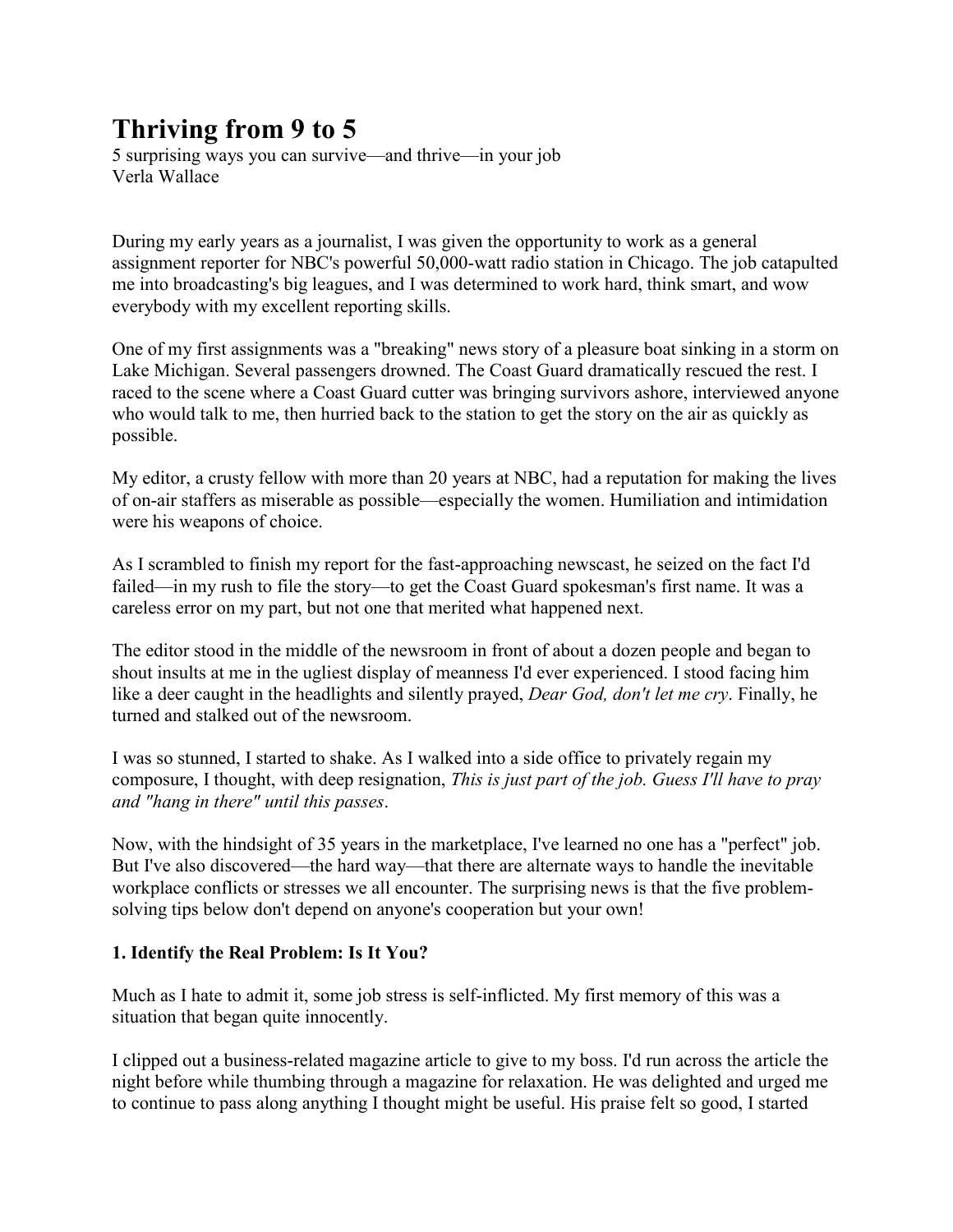# Thriving from 9 to 5

5 surprising ways you can survive—and thrive—in your job
Verla Wallace

During my early years as a journalist, I was given the opportunity to work as a general assignment reporter for NBC's powerful 50,000-watt radio station in Chicago. The job catapulted me into broadcasting's big leagues, and I was determined to work hard, think smart, and wow everybody with my excellent reporting skills.

One of my first assignments was a "breaking" news story of a pleasure boat sinking in a storm on Lake Michigan. Several passengers drowned. The Coast Guard dramatically rescued the rest. I raced to the scene where a Coast Guard cutter was bringing survivors ashore, interviewed anyone who would talk to me, then hurried back to the station to get the story on the air as quickly as possible.

My editor, a crusty fellow with more than 20 years at NBC, had a reputation for making the lives of on-air staffers as miserable as possible—especially the women. Humiliation and intimidation were his weapons of choice.

As I scrambled to finish my report for the fast-approaching newscast, he seized on the fact I'd failed—in my rush to file the story—to get the Coast Guard spokesman's first name. It was a careless error on my part, but not one that merited what happened next.

The editor stood in the middle of the newsroom in front of about a dozen people and began to shout insults at me in the ugliest display of meanness I'd ever experienced. I stood facing him like a deer caught in the headlights and silently prayed, *Dear God, don't let me cry*. Finally, he turned and stalked out of the newsroom.

I was so stunned, I started to shake. As I walked into a side office to privately regain my composure, I thought, with deep resignation, *This is just part of the job. Guess I'll have to pray and "hang in there" until this passes*.

Now, with the hindsight of 35 years in the marketplace, I've learned no one has a "perfect" job. But I've also discovered—the hard way—that there are alternate ways to handle the inevitable workplace conflicts or stresses we all encounter. The surprising news is that the five problem-solving tips below don't depend on anyone's cooperation but your own!

### 1. Identify the Real Problem: Is It You?

Much as I hate to admit it, some job stress is self-inflicted. My first memory of this was a situation that began quite innocently.

I clipped out a business-related magazine article to give to my boss. I'd run across the article the night before while thumbing through a magazine for relaxation. He was delighted and urged me to continue to pass along anything I thought might be useful. His praise felt so good, I started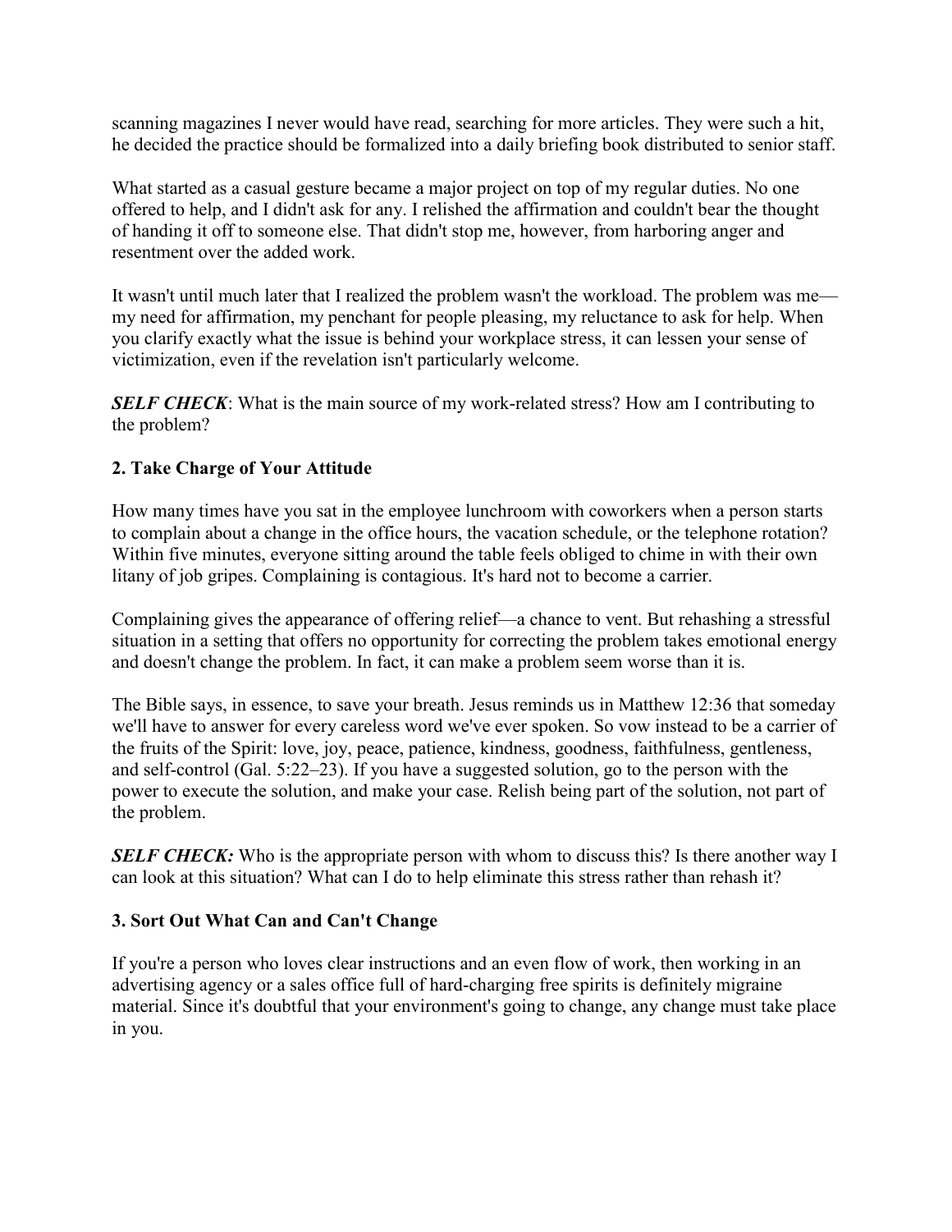scanning magazines I never would have read, searching for more articles. They were such a hit, he decided the practice should be formalized into a daily briefing book distributed to senior staff.

What started as a casual gesture became a major project on top of my regular duties. No one offered to help, and I didn't ask for any. I relished the affirmation and couldn't bear the thought of handing it off to someone else. That didn't stop me, however, from harboring anger and resentment over the added work.

It wasn't until much later that I realized the problem wasn't the workload. The problem was me—my need for affirmation, my penchant for people pleasing, my reluctance to ask for help. When you clarify exactly what the issue is behind your workplace stress, it can lessen your sense of victimization, even if the revelation isn't particularly welcome.

***SELF CHECK***: What is the main source of my work-related stress? How am I contributing to the problem?

### 2. Take Charge of Your Attitude

How many times have you sat in the employee lunchroom with coworkers when a person starts to complain about a change in the office hours, the vacation schedule, or the telephone rotation? Within five minutes, everyone sitting around the table feels obliged to chime in with their own litany of job gripes. Complaining is contagious. It's hard not to become a carrier.

Complaining gives the appearance of offering relief—a chance to vent. But rehashing a stressful situation in a setting that offers no opportunity for correcting the problem takes emotional energy and doesn't change the problem. In fact, it can make a problem seem worse than it is.

The Bible says, in essence, to save your breath. Jesus reminds us in Matthew 12:36 that someday we'll have to answer for every careless word we've ever spoken. So vow instead to be a carrier of the fruits of the Spirit: love, joy, peace, patience, kindness, goodness, faithfulness, gentleness, and self-control (Gal. 5:22–23). If you have a suggested solution, go to the person with the power to execute the solution, and make your case. Relish being part of the solution, not part of the problem.

***SELF CHECK:*** Who is the appropriate person with whom to discuss this? Is there another way I can look at this situation? What can I do to help eliminate this stress rather than rehash it?

### 3. Sort Out What Can and Can't Change

If you're a person who loves clear instructions and an even flow of work, then working in an advertising agency or a sales office full of hard-charging free spirits is definitely migraine material. Since it's doubtful that your environment's going to change, any change must take place in you.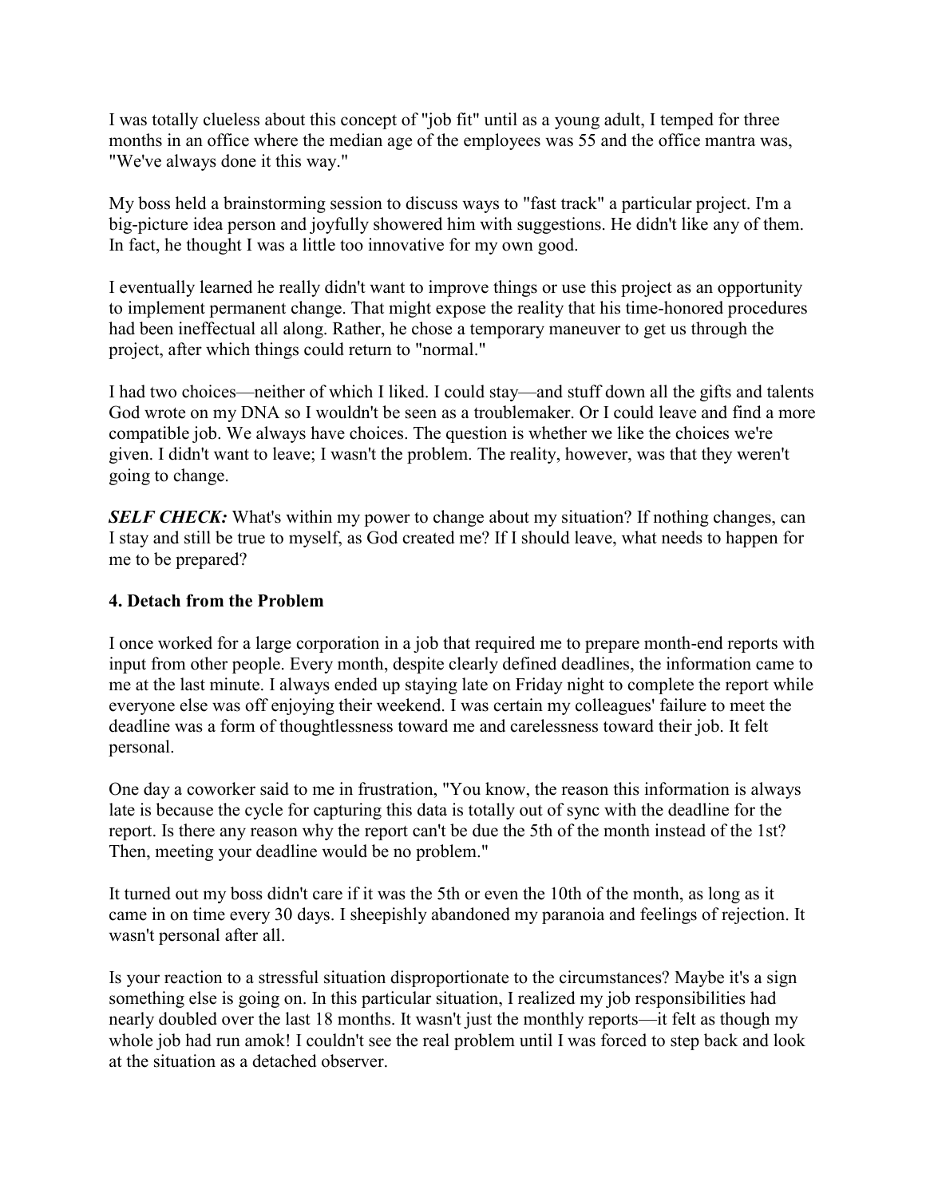I was totally clueless about this concept of "job fit" until as a young adult, I temped for three months in an office where the median age of the employees was 55 and the office mantra was, "We've always done it this way."

My boss held a brainstorming session to discuss ways to "fast track" a particular project. I'm a big-picture idea person and joyfully showered him with suggestions. He didn't like any of them. In fact, he thought I was a little too innovative for my own good.

I eventually learned he really didn't want to improve things or use this project as an opportunity to implement permanent change. That might expose the reality that his time-honored procedures had been ineffectual all along. Rather, he chose a temporary maneuver to get us through the project, after which things could return to "normal."

I had two choices—neither of which I liked. I could stay—and stuff down all the gifts and talents God wrote on my DNA so I wouldn't be seen as a troublemaker. Or I could leave and find a more compatible job. We always have choices. The question is whether we like the choices we're given. I didn't want to leave; I wasn't the problem. The reality, however, was that they weren't going to change.

***SELF CHECK:*** What's within my power to change about my situation? If nothing changes, can I stay and still be true to myself, as God created me? If I should leave, what needs to happen for me to be prepared?

### 4. Detach from the Problem

I once worked for a large corporation in a job that required me to prepare month-end reports with input from other people. Every month, despite clearly defined deadlines, the information came to me at the last minute. I always ended up staying late on Friday night to complete the report while everyone else was off enjoying their weekend. I was certain my colleagues' failure to meet the deadline was a form of thoughtlessness toward me and carelessness toward their job. It felt personal.

One day a coworker said to me in frustration, "You know, the reason this information is always late is because the cycle for capturing this data is totally out of sync with the deadline for the report. Is there any reason why the report can't be due the 5th of the month instead of the 1st? Then, meeting your deadline would be no problem."

It turned out my boss didn't care if it was the 5th or even the 10th of the month, as long as it came in on time every 30 days. I sheepishly abandoned my paranoia and feelings of rejection. It wasn't personal after all.

Is your reaction to a stressful situation disproportionate to the circumstances? Maybe it's a sign something else is going on. In this particular situation, I realized my job responsibilities had nearly doubled over the last 18 months. It wasn't just the monthly reports—it felt as though my whole job had run amok! I couldn't see the real problem until I was forced to step back and look at the situation as a detached observer.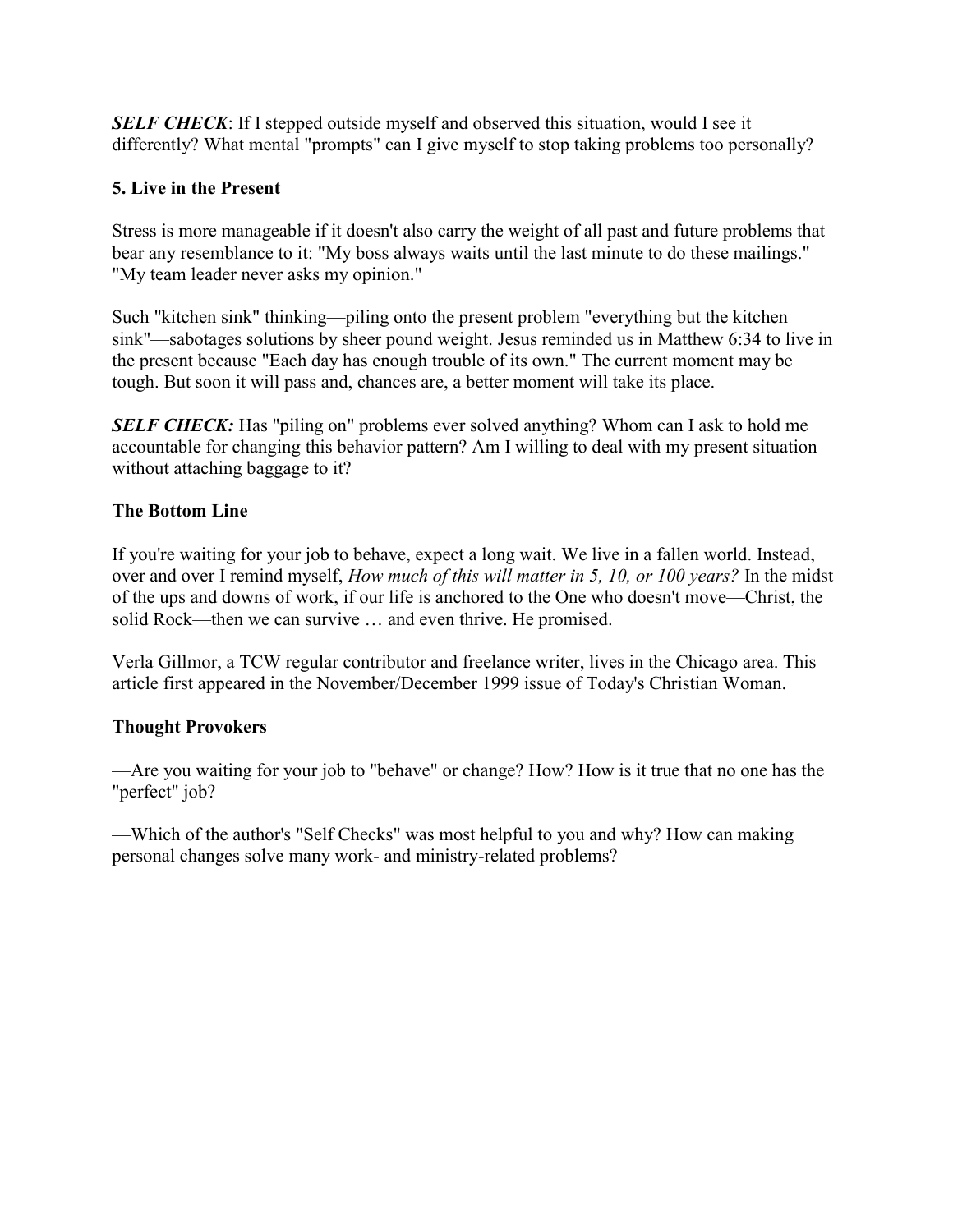***SELF CHECK***: If I stepped outside myself and observed this situation, would I see it differently? What mental "prompts" can I give myself to stop taking problems too personally?

### 5. Live in the Present

Stress is more manageable if it doesn't also carry the weight of all past and future problems that bear any resemblance to it: "My boss always waits until the last minute to do these mailings." "My team leader never asks my opinion."

Such "kitchen sink" thinking—piling onto the present problem "everything but the kitchen sink"—sabotages solutions by sheer pound weight. Jesus reminded us in Matthew 6:34 to live in the present because "Each day has enough trouble of its own." The current moment may be tough. But soon it will pass and, chances are, a better moment will take its place.

***SELF CHECK:*** Has "piling on" problems ever solved anything? Whom can I ask to hold me accountable for changing this behavior pattern? Am I willing to deal with my present situation without attaching baggage to it?

### The Bottom Line

If you're waiting for your job to behave, expect a long wait. We live in a fallen world. Instead, over and over I remind myself, *How much of this will matter in 5, 10, or 100 years?* In the midst of the ups and downs of work, if our life is anchored to the One who doesn't move—Christ, the solid Rock—then we can survive … and even thrive. He promised.

Verla Gillmor, a TCW regular contributor and freelance writer, lives in the Chicago area. This article first appeared in the November/December 1999 issue of Today's Christian Woman.

### Thought Provokers

—Are you waiting for your job to "behave" or change? How? How is it true that no one has the "perfect" job?

—Which of the author's "Self Checks" was most helpful to you and why? How can making personal changes solve many work- and ministry-related problems?